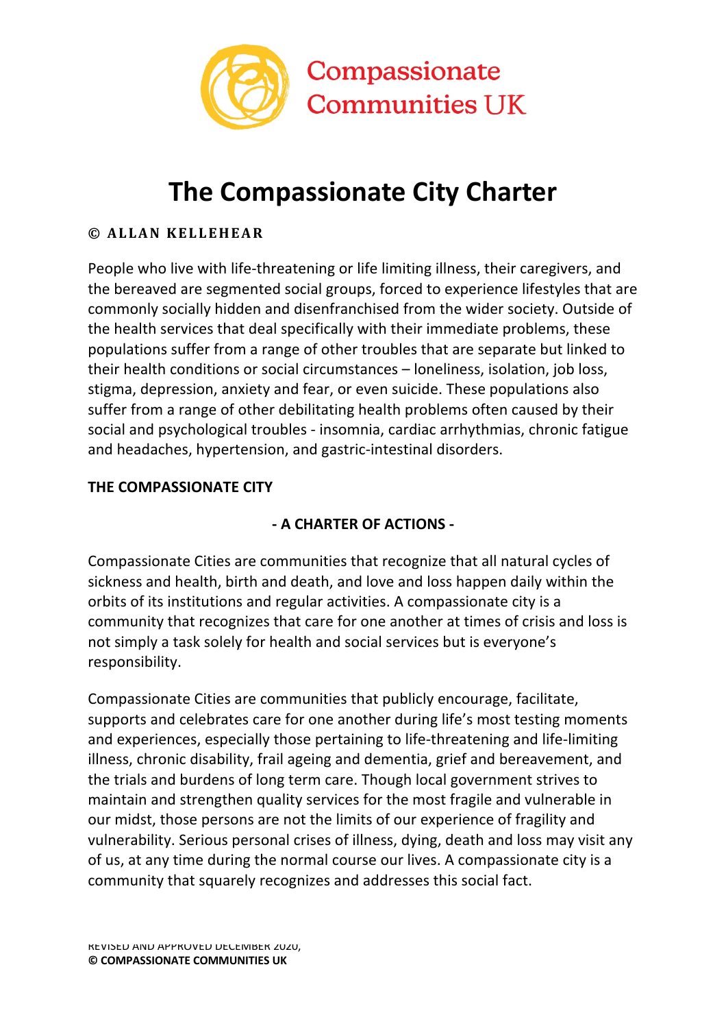Compassionate Communities UK

# The Compassionate City Charter

**© ALLAN KELLEHEAR**

People who live with life-threatening or life limiting illness, their caregivers, and the bereaved are segmented social groups, forced to experience lifestyles that are commonly socially hidden and disenfranchised from the wider society. Outside of the health services that deal specifically with their immediate problems, these populations suffer from a range of other troubles that are separate but linked to their health conditions or social circumstances – loneliness, isolation, job loss, stigma, depression, anxiety and fear, or even suicide. These populations also suffer from a range of other debilitating health problems often caused by their social and psychological troubles - insomnia, cardiac arrhythmias, chronic fatigue and headaches, hypertension, and gastric-intestinal disorders.

## THE COMPASSIONATE CITY

### - A CHARTER OF ACTIONS -

Compassionate Cities are communities that recognize that all natural cycles of sickness and health, birth and death, and love and loss happen daily within the orbits of its institutions and regular activities. A compassionate city is a community that recognizes that care for one another at times of crisis and loss is not simply a task solely for health and social services but is everyone's responsibility.

Compassionate Cities are communities that publicly encourage, facilitate, supports and celebrates care for one another during life's most testing moments and experiences, especially those pertaining to life-threatening and life-limiting illness, chronic disability, frail ageing and dementia, grief and bereavement, and the trials and burdens of long term care. Though local government strives to maintain and strengthen quality services for the most fragile and vulnerable in our midst, those persons are not the limits of our experience of fragility and vulnerability. Serious personal crises of illness, dying, death and loss may visit any of us, at any time during the normal course our lives. A compassionate city is a community that squarely recognizes and addresses this social fact.

REVISED AND APPROVED DECEMBER 2020,
**© COMPASSIONATE COMMUNITIES UK**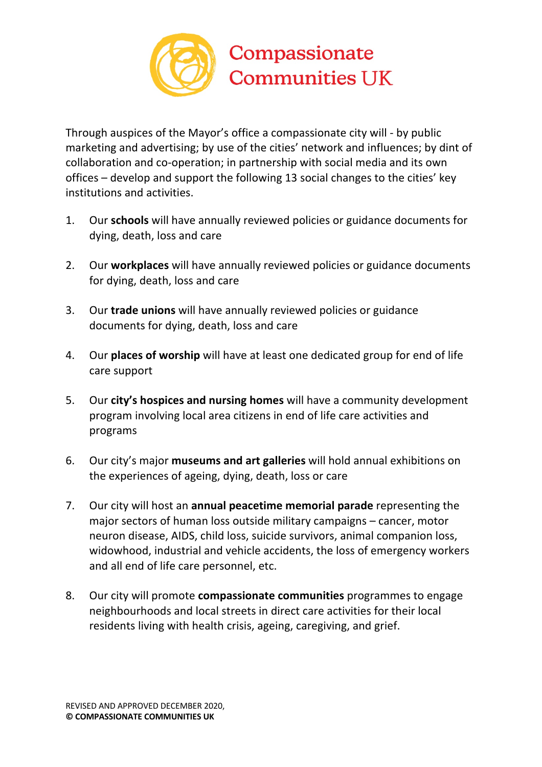Compassionate Communities UK

Through auspices of the Mayor's office a compassionate city will - by public marketing and advertising; by use of the cities' network and influences; by dint of collaboration and co-operation; in partnership with social media and its own offices – develop and support the following 13 social changes to the cities' key institutions and activities.

1. Our **schools** will have annually reviewed policies or guidance documents for dying, death, loss and care

2. Our **workplaces** will have annually reviewed policies or guidance documents for dying, death, loss and care

3. Our **trade unions** will have annually reviewed policies or guidance documents for dying, death, loss and care

4. Our **places of worship** will have at least one dedicated group for end of life care support

5. Our **city's hospices and nursing homes** will have a community development program involving local area citizens in end of life care activities and programs

6. Our city's major **museums and art galleries** will hold annual exhibitions on the experiences of ageing, dying, death, loss or care

7. Our city will host an **annual peacetime memorial parade** representing the major sectors of human loss outside military campaigns – cancer, motor neuron disease, AIDS, child loss, suicide survivors, animal companion loss, widowhood, industrial and vehicle accidents, the loss of emergency workers and all end of life care personnel, etc.

8. Our city will promote **compassionate communities** programmes to engage neighbourhoods and local streets in direct care activities for their local residents living with health crisis, ageing, caregiving, and grief.

REVISED AND APPROVED DECEMBER 2020,
**© COMPASSIONATE COMMUNITIES UK**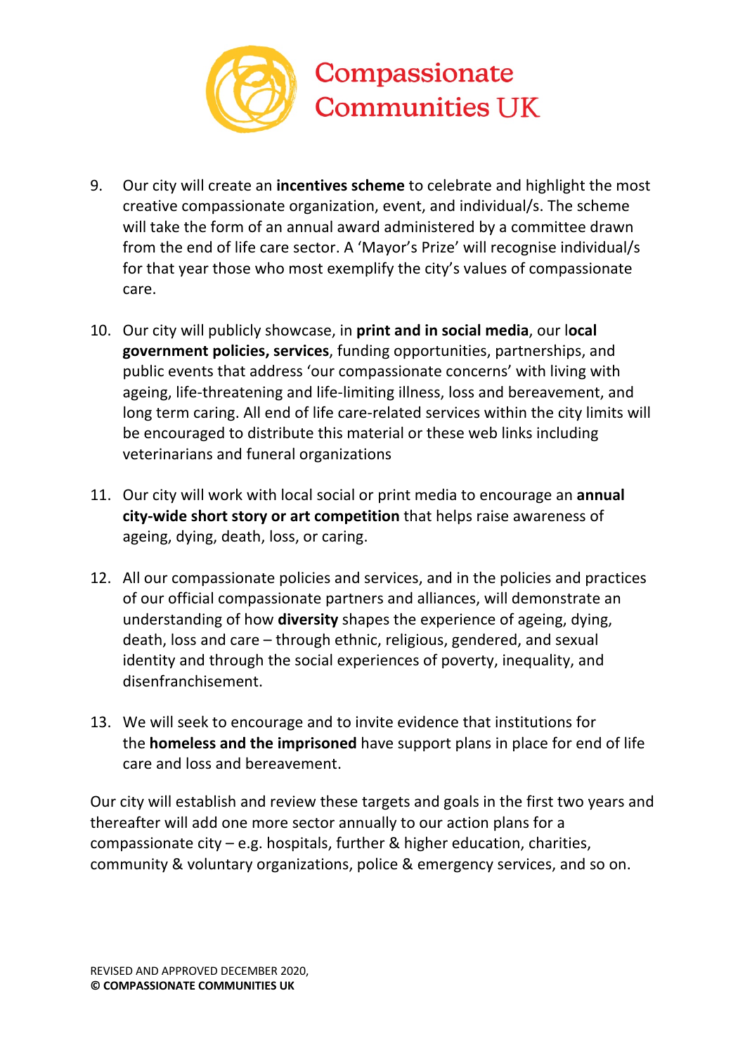9. Our city will create an **incentives scheme** to celebrate and highlight the most creative compassionate organization, event, and individual/s. The scheme will take the form of an annual award administered by a committee drawn from the end of life care sector. A 'Mayor's Prize' will recognise individual/s for that year those who most exemplify the city's values of compassionate care.

10. Our city will publicly showcase, in **print and in social media**, our l**ocal government policies, services**, funding opportunities, partnerships, and public events that address 'our compassionate concerns' with living with ageing, life-threatening and life-limiting illness, loss and bereavement, and long term caring. All end of life care-related services within the city limits will be encouraged to distribute this material or these web links including veterinarians and funeral organizations

11. Our city will work with local social or print media to encourage an **annual city-wide short story or art competition** that helps raise awareness of ageing, dying, death, loss, or caring.

12. All our compassionate policies and services, and in the policies and practices of our official compassionate partners and alliances, will demonstrate an understanding of how **diversity** shapes the experience of ageing, dying, death, loss and care – through ethnic, religious, gendered, and sexual identity and through the social experiences of poverty, inequality, and disenfranchisement.

13. We will seek to encourage and to invite evidence that institutions for the **homeless and the imprisoned** have support plans in place for end of life care and loss and bereavement.

Our city will establish and review these targets and goals in the first two years and thereafter will add one more sector annually to our action plans for a compassionate city – e.g. hospitals, further & higher education, charities, community & voluntary organizations, police & emergency services, and so on.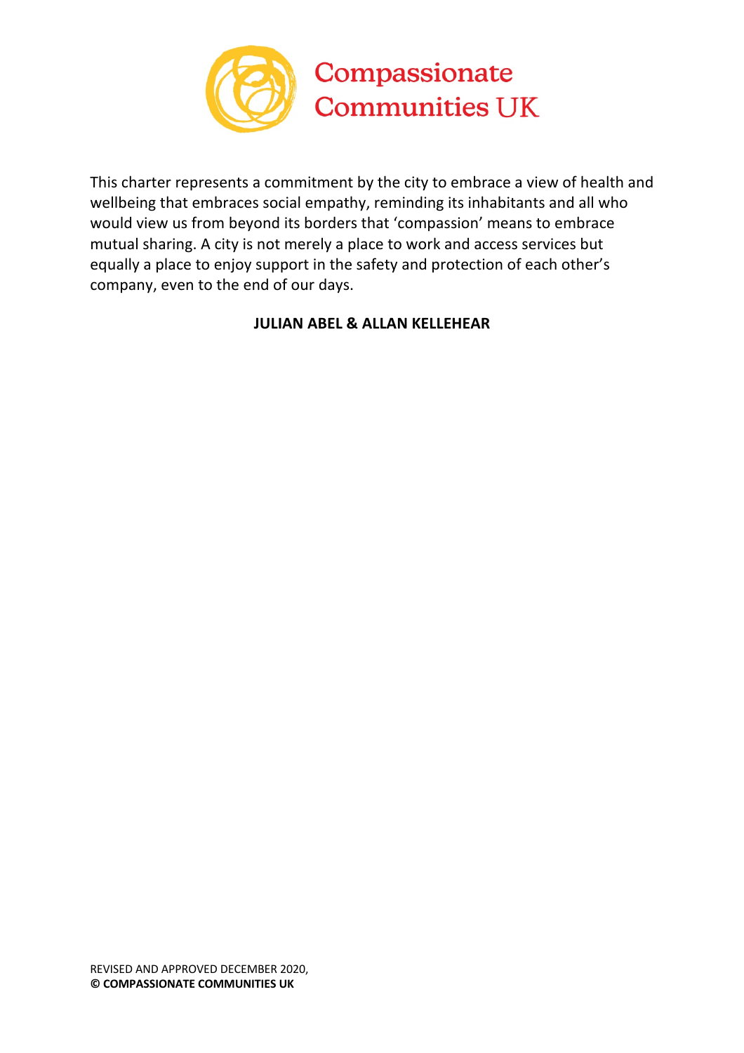Compassionate Communities UK

This charter represents a commitment by the city to embrace a view of health and wellbeing that embraces social empathy, reminding its inhabitants and all who would view us from beyond its borders that 'compassion' means to embrace mutual sharing. A city is not merely a place to work and access services but equally a place to enjoy support in the safety and protection of each other's company, even to the end of our days.

**JULIAN ABEL & ALLAN KELLEHEAR**

REVISED AND APPROVED DECEMBER 2020,
**© COMPASSIONATE COMMUNITIES UK**